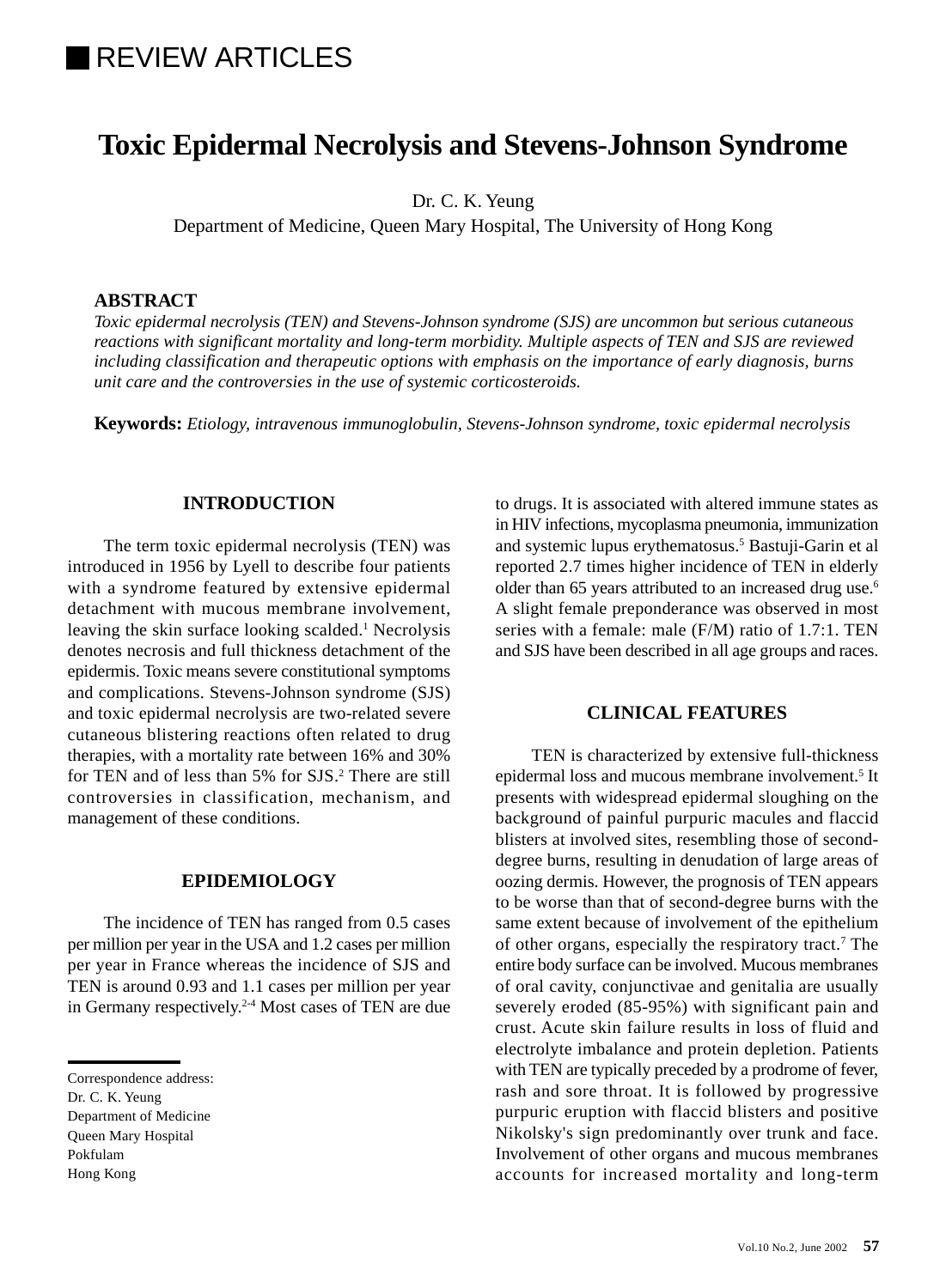REVIEW ARTICLES

# Toxic Epidermal Necrolysis and Stevens-Johnson Syndrome

Dr. C. K. Yeung
Department of Medicine, Queen Mary Hospital, The University of Hong Kong

## ABSTRACT

*Toxic epidermal necrolysis (TEN) and Stevens-Johnson syndrome (SJS) are uncommon but serious cutaneous reactions with significant mortality and long-term morbidity. Multiple aspects of TEN and SJS are reviewed including classification and therapeutic options with emphasis on the importance of early diagnosis, burns unit care and the controversies in the use of systemic corticosteroids.*

**Keywords:** *Etiology, intravenous immunoglobulin, Stevens-Johnson syndrome, toxic epidermal necrolysis*

## INTRODUCTION

The term toxic epidermal necrolysis (TEN) was introduced in 1956 by Lyell to describe four patients with a syndrome featured by extensive epidermal detachment with mucous membrane involvement, leaving the skin surface looking scalded.[1] Necrolysis denotes necrosis and full thickness detachment of the epidermis. Toxic means severe constitutional symptoms and complications. Stevens-Johnson syndrome (SJS) and toxic epidermal necrolysis are two-related severe cutaneous blistering reactions often related to drug therapies, with a mortality rate between 16% and 30% for TEN and of less than 5% for SJS.[2] There are still controversies in classification, mechanism, and management of these conditions.

## EPIDEMIOLOGY

The incidence of TEN has ranged from 0.5 cases per million per year in the USA and 1.2 cases per million per year in France whereas the incidence of SJS and TEN is around 0.93 and 1.1 cases per million per year in Germany respectively.[2-4] Most cases of TEN are due to drugs. It is associated with altered immune states as in HIV infections, mycoplasma pneumonia, immunization and systemic lupus erythematosus.[5] Bastuji-Garin et al reported 2.7 times higher incidence of TEN in elderly older than 65 years attributed to an increased drug use.[6] A slight female preponderance was observed in most series with a female: male (F/M) ratio of 1.7:1. TEN and SJS have been described in all age groups and races.

## CLINICAL FEATURES

TEN is characterized by extensive full-thickness epidermal loss and mucous membrane involvement.[5] It presents with widespread epidermal sloughing on the background of painful purpuric macules and flaccid blisters at involved sites, resembling those of second-degree burns, resulting in denudation of large areas of oozing dermis. However, the prognosis of TEN appears to be worse than that of second-degree burns with the same extent because of involvement of the epithelium of other organs, especially the respiratory tract.[7] The entire body surface can be involved. Mucous membranes of oral cavity, conjunctivae and genitalia are usually severely eroded (85-95%) with significant pain and crust. Acute skin failure results in loss of fluid and electrolyte imbalance and protein depletion. Patients with TEN are typically preceded by a prodrome of fever, rash and sore throat. It is followed by progressive purpuric eruption with flaccid blisters and positive Nikolsky's sign predominantly over trunk and face. Involvement of other organs and mucous membranes accounts for increased mortality and long-term

Correspondence address:
Dr. C. K. Yeung
Department of Medicine
Queen Mary Hospital
Pokfulam
Hong Kong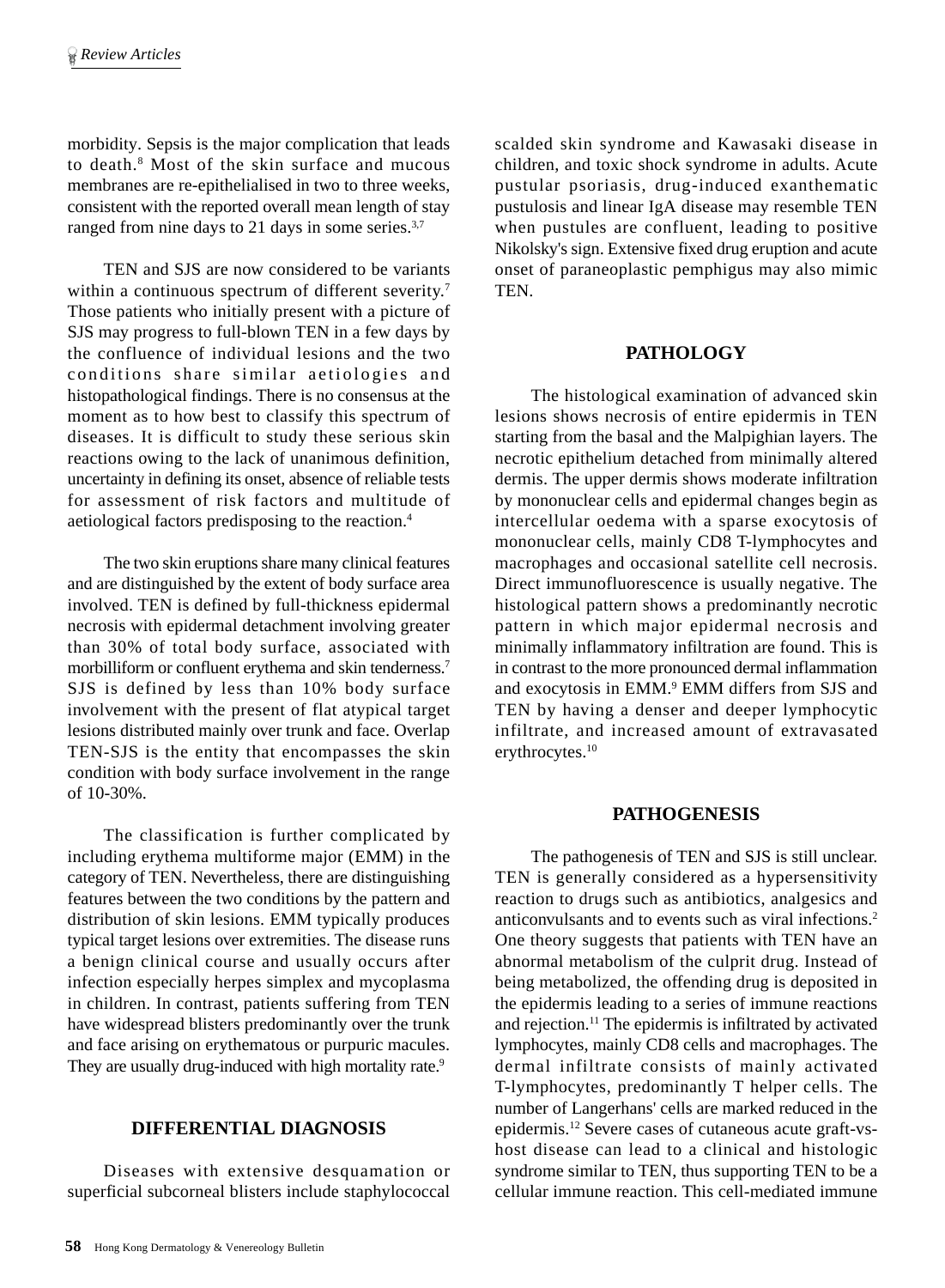morbidity. Sepsis is the major complication that leads to death.[8] Most of the skin surface and mucous membranes are re-epithelialised in two to three weeks, consistent with the reported overall mean length of stay ranged from nine days to 21 days in some series.[3,7]

TEN and SJS are now considered to be variants within a continuous spectrum of different severity.[7] Those patients who initially present with a picture of SJS may progress to full-blown TEN in a few days by the confluence of individual lesions and the two conditions share similar aetiologies and histopathological findings. There is no consensus at the moment as to how best to classify this spectrum of diseases. It is difficult to study these serious skin reactions owing to the lack of unanimous definition, uncertainty in defining its onset, absence of reliable tests for assessment of risk factors and multitude of aetiological factors predisposing to the reaction.[4]

The two skin eruptions share many clinical features and are distinguished by the extent of body surface area involved. TEN is defined by full-thickness epidermal necrosis with epidermal detachment involving greater than 30% of total body surface, associated with morbilliform or confluent erythema and skin tenderness.[7] SJS is defined by less than 10% body surface involvement with the present of flat atypical target lesions distributed mainly over trunk and face. Overlap TEN-SJS is the entity that encompasses the skin condition with body surface involvement in the range of 10-30%.

The classification is further complicated by including erythema multiforme major (EMM) in the category of TEN. Nevertheless, there are distinguishing features between the two conditions by the pattern and distribution of skin lesions. EMM typically produces typical target lesions over extremities. The disease runs a benign clinical course and usually occurs after infection especially herpes simplex and mycoplasma in children. In contrast, patients suffering from TEN have widespread blisters predominantly over the trunk and face arising on erythematous or purpuric macules. They are usually drug-induced with high mortality rate.[9]

## DIFFERENTIAL DIAGNOSIS

Diseases with extensive desquamation or superficial subcorneal blisters include staphylococcal scalded skin syndrome and Kawasaki disease in children, and toxic shock syndrome in adults. Acute pustular psoriasis, drug-induced exanthematic pustulosis and linear IgA disease may resemble TEN when pustules are confluent, leading to positive Nikolsky's sign. Extensive fixed drug eruption and acute onset of paraneoplastic pemphigus may also mimic TEN.

## PATHOLOGY

The histological examination of advanced skin lesions shows necrosis of entire epidermis in TEN starting from the basal and the Malpighian layers. The necrotic epithelium detached from minimally altered dermis. The upper dermis shows moderate infiltration by mononuclear cells and epidermal changes begin as intercellular oedema with a sparse exocytosis of mononuclear cells, mainly CD8 T-lymphocytes and macrophages and occasional satellite cell necrosis. Direct immunofluorescence is usually negative. The histological pattern shows a predominantly necrotic pattern in which major epidermal necrosis and minimally inflammatory infiltration are found. This is in contrast to the more pronounced dermal inflammation and exocytosis in EMM.[9] EMM differs from SJS and TEN by having a denser and deeper lymphocytic infiltrate, and increased amount of extravasated erythrocytes.[10]

## PATHOGENESIS

The pathogenesis of TEN and SJS is still unclear. TEN is generally considered as a hypersensitivity reaction to drugs such as antibiotics, analgesics and anticonvulsants and to events such as viral infections.[2] One theory suggests that patients with TEN have an abnormal metabolism of the culprit drug. Instead of being metabolized, the offending drug is deposited in the epidermis leading to a series of immune reactions and rejection.[11] The epidermis is infiltrated by activated lymphocytes, mainly CD8 cells and macrophages. The dermal infiltrate consists of mainly activated T-lymphocytes, predominantly T helper cells. The number of Langerhans' cells are marked reduced in the epidermis.[12] Severe cases of cutaneous acute graft-vs-host disease can lead to a clinical and histologic syndrome similar to TEN, thus supporting TEN to be a cellular immune reaction. This cell-mediated immune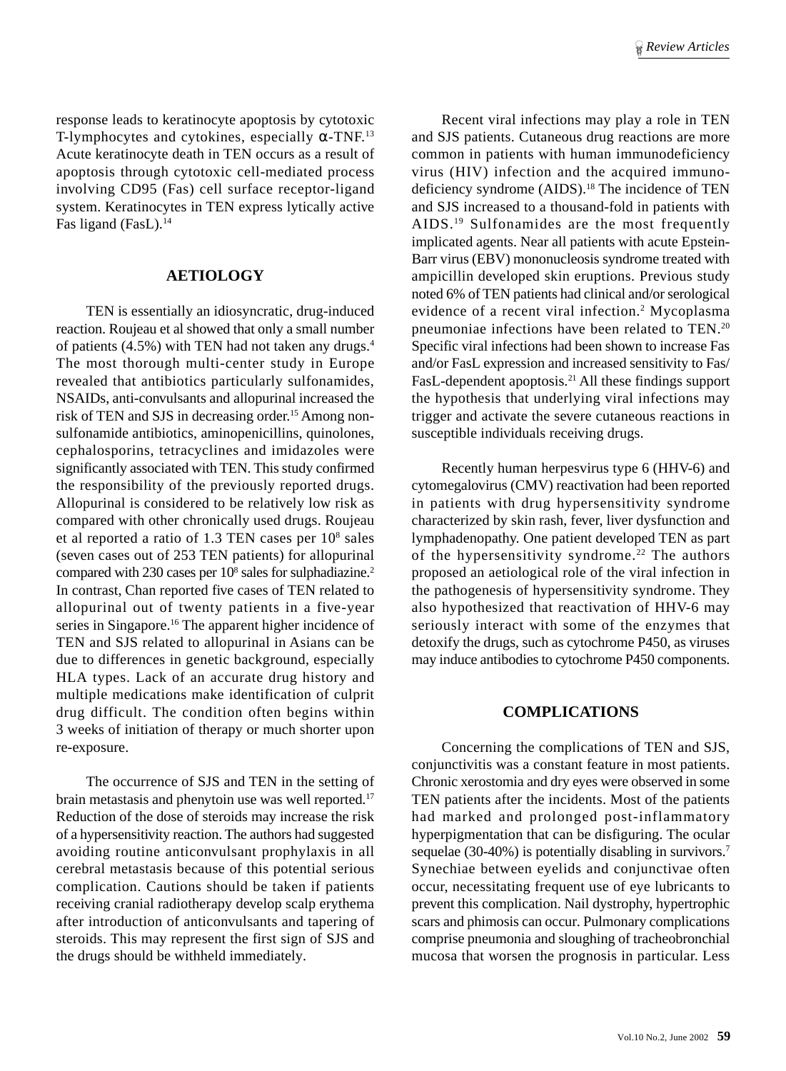response leads to keratinocyte apoptosis by cytotoxic T-lymphocytes and cytokines, especially α-TNF.[13] Acute keratinocyte death in TEN occurs as a result of apoptosis through cytotoxic cell-mediated process involving CD95 (Fas) cell surface receptor-ligand system. Keratinocytes in TEN express lytically active Fas ligand (FasL).[14]

## AETIOLOGY

TEN is essentially an idiosyncratic, drug-induced reaction. Roujeau et al showed that only a small number of patients (4.5%) with TEN had not taken any drugs.[4] The most thorough multi-center study in Europe revealed that antibiotics particularly sulfonamides, NSAIDs, anti-convulsants and allopurinal increased the risk of TEN and SJS in decreasing order.[15] Among non-sulfonamide antibiotics, aminopenicillins, quinolones, cephalosporins, tetracyclines and imidazoles were significantly associated with TEN. This study confirmed the responsibility of the previously reported drugs. Allopurinal is considered to be relatively low risk as compared with other chronically used drugs. Roujeau et al reported a ratio of 1.3 TEN cases per $10^8$ sales (seven cases out of 253 TEN patients) for allopurinal compared with 230 cases per $10^8$ sales for sulphadiazine.[2] In contrast, Chan reported five cases of TEN related to allopurinal out of twenty patients in a five-year series in Singapore.[16] The apparent higher incidence of TEN and SJS related to allopurinal in Asians can be due to differences in genetic background, especially HLA types. Lack of an accurate drug history and multiple medications make identification of culprit drug difficult. The condition often begins within 3 weeks of initiation of therapy or much shorter upon re-exposure.

The occurrence of SJS and TEN in the setting of brain metastasis and phenytoin use was well reported.[17] Reduction of the dose of steroids may increase the risk of a hypersensitivity reaction. The authors had suggested avoiding routine anticonvulsant prophylaxis in all cerebral metastasis because of this potential serious complication. Cautions should be taken if patients receiving cranial radiotherapy develop scalp erythema after introduction of anticonvulsants and tapering of steroids. This may represent the first sign of SJS and the drugs should be withheld immediately.

Recent viral infections may play a role in TEN and SJS patients. Cutaneous drug reactions are more common in patients with human immunodeficiency virus (HIV) infection and the acquired immunodeficiency syndrome (AIDS).[18] The incidence of TEN and SJS increased to a thousand-fold in patients with AIDS.[19] Sulfonamides are the most frequently implicated agents. Near all patients with acute Epstein-Barr virus (EBV) mononucleosis syndrome treated with ampicillin developed skin eruptions. Previous study noted 6% of TEN patients had clinical and/or serological evidence of a recent viral infection.[2] Mycoplasma pneumoniae infections have been related to TEN.[20] Specific viral infections had been shown to increase Fas and/or FasL expression and increased sensitivity to Fas/FasL-dependent apoptosis.[21] All these findings support the hypothesis that underlying viral infections may trigger and activate the severe cutaneous reactions in susceptible individuals receiving drugs.

Recently human herpesvirus type 6 (HHV-6) and cytomegalovirus (CMV) reactivation had been reported in patients with drug hypersensitivity syndrome characterized by skin rash, fever, liver dysfunction and lymphadenopathy. One patient developed TEN as part of the hypersensitivity syndrome.[22] The authors proposed an aetiological role of the viral infection in the pathogenesis of hypersensitivity syndrome. They also hypothesized that reactivation of HHV-6 may seriously interact with some of the enzymes that detoxify the drugs, such as cytochrome P450, as viruses may induce antibodies to cytochrome P450 components.

## COMPLICATIONS

Concerning the complications of TEN and SJS, conjunctivitis was a constant feature in most patients. Chronic xerostomia and dry eyes were observed in some TEN patients after the incidents. Most of the patients had marked and prolonged post-inflammatory hyperpigmentation that can be disfiguring. The ocular sequelae (30-40%) is potentially disabling in survivors.[7] Synechiae between eyelids and conjunctivae often occur, necessitating frequent use of eye lubricants to prevent this complication. Nail dystrophy, hypertrophic scars and phimosis can occur. Pulmonary complications comprise pneumonia and sloughing of tracheobronchial mucosa that worsen the prognosis in particular. Less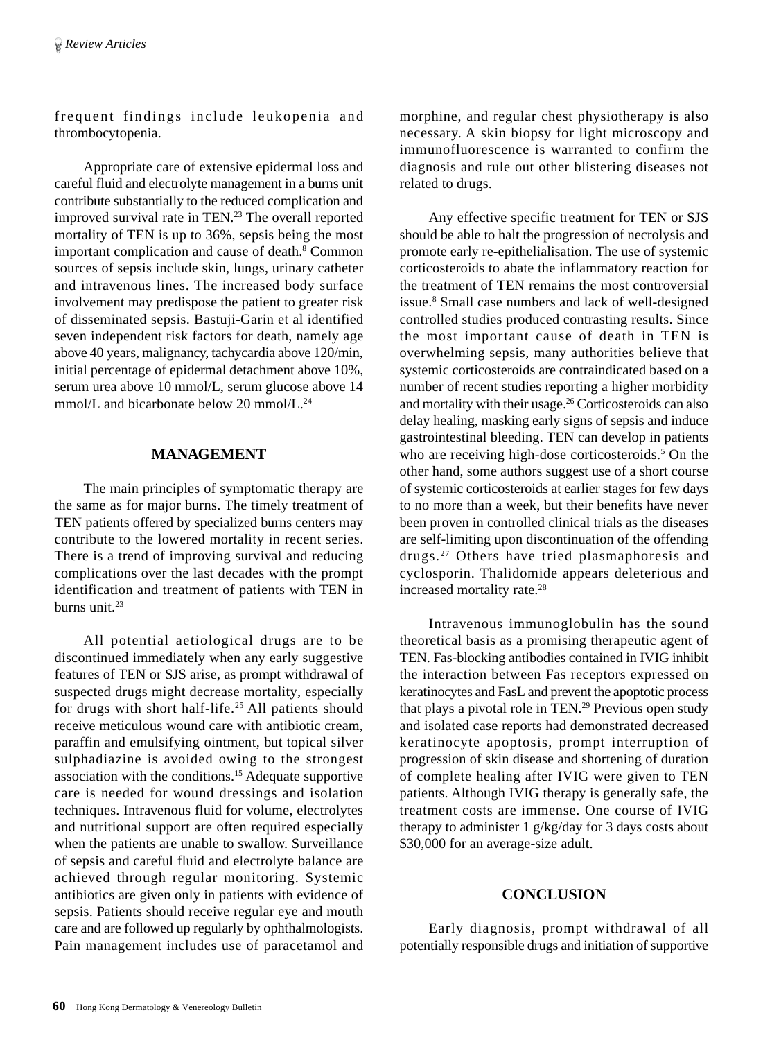frequent findings include leukopenia and thrombocytopenia.

Appropriate care of extensive epidermal loss and careful fluid and electrolyte management in a burns unit contribute substantially to the reduced complication and improved survival rate in TEN.[23] The overall reported mortality of TEN is up to 36%, sepsis being the most important complication and cause of death.[8] Common sources of sepsis include skin, lungs, urinary catheter and intravenous lines. The increased body surface involvement may predispose the patient to greater risk of disseminated sepsis. Bastuji-Garin et al identified seven independent risk factors for death, namely age above 40 years, malignancy, tachycardia above 120/min, initial percentage of epidermal detachment above 10%, serum urea above 10 mmol/L, serum glucose above 14 mmol/L and bicarbonate below 20 mmol/L.[24]

## MANAGEMENT

The main principles of symptomatic therapy are the same as for major burns. The timely treatment of TEN patients offered by specialized burns centers may contribute to the lowered mortality in recent series. There is a trend of improving survival and reducing complications over the last decades with the prompt identification and treatment of patients with TEN in burns unit.[23]

All potential aetiological drugs are to be discontinued immediately when any early suggestive features of TEN or SJS arise, as prompt withdrawal of suspected drugs might decrease mortality, especially for drugs with short half-life.[25] All patients should receive meticulous wound care with antibiotic cream, paraffin and emulsifying ointment, but topical silver sulphadiazine is avoided owing to the strongest association with the conditions.[15] Adequate supportive care is needed for wound dressings and isolation techniques. Intravenous fluid for volume, electrolytes and nutritional support are often required especially when the patients are unable to swallow. Surveillance of sepsis and careful fluid and electrolyte balance are achieved through regular monitoring. Systemic antibiotics are given only in patients with evidence of sepsis. Patients should receive regular eye and mouth care and are followed up regularly by ophthalmologists. Pain management includes use of paracetamol and morphine, and regular chest physiotherapy is also necessary. A skin biopsy for light microscopy and immunofluorescence is warranted to confirm the diagnosis and rule out other blistering diseases not related to drugs.

Any effective specific treatment for TEN or SJS should be able to halt the progression of necrolysis and promote early re-epithelialisation. The use of systemic corticosteroids to abate the inflammatory reaction for the treatment of TEN remains the most controversial issue.[8] Small case numbers and lack of well-designed controlled studies produced contrasting results. Since the most important cause of death in TEN is overwhelming sepsis, many authorities believe that systemic corticosteroids are contraindicated based on a number of recent studies reporting a higher morbidity and mortality with their usage.[26] Corticosteroids can also delay healing, masking early signs of sepsis and induce gastrointestinal bleeding. TEN can develop in patients who are receiving high-dose corticosteroids.[5] On the other hand, some authors suggest use of a short course of systemic corticosteroids at earlier stages for few days to no more than a week, but their benefits have never been proven in controlled clinical trials as the diseases are self-limiting upon discontinuation of the offending drugs.[27] Others have tried plasmaphoresis and cyclosporin. Thalidomide appears deleterious and increased mortality rate.[28]

Intravenous immunoglobulin has the sound theoretical basis as a promising therapeutic agent of TEN. Fas-blocking antibodies contained in IVIG inhibit the interaction between Fas receptors expressed on keratinocytes and FasL and prevent the apoptotic process that plays a pivotal role in TEN.[29] Previous open study and isolated case reports had demonstrated decreased keratinocyte apoptosis, prompt interruption of progression of skin disease and shortening of duration of complete healing after IVIG were given to TEN patients. Although IVIG therapy is generally safe, the treatment costs are immense. One course of IVIG therapy to administer 1 g/kg/day for 3 days costs about $30,000 for an average-size adult.

## CONCLUSION

Early diagnosis, prompt withdrawal of all potentially responsible drugs and initiation of supportive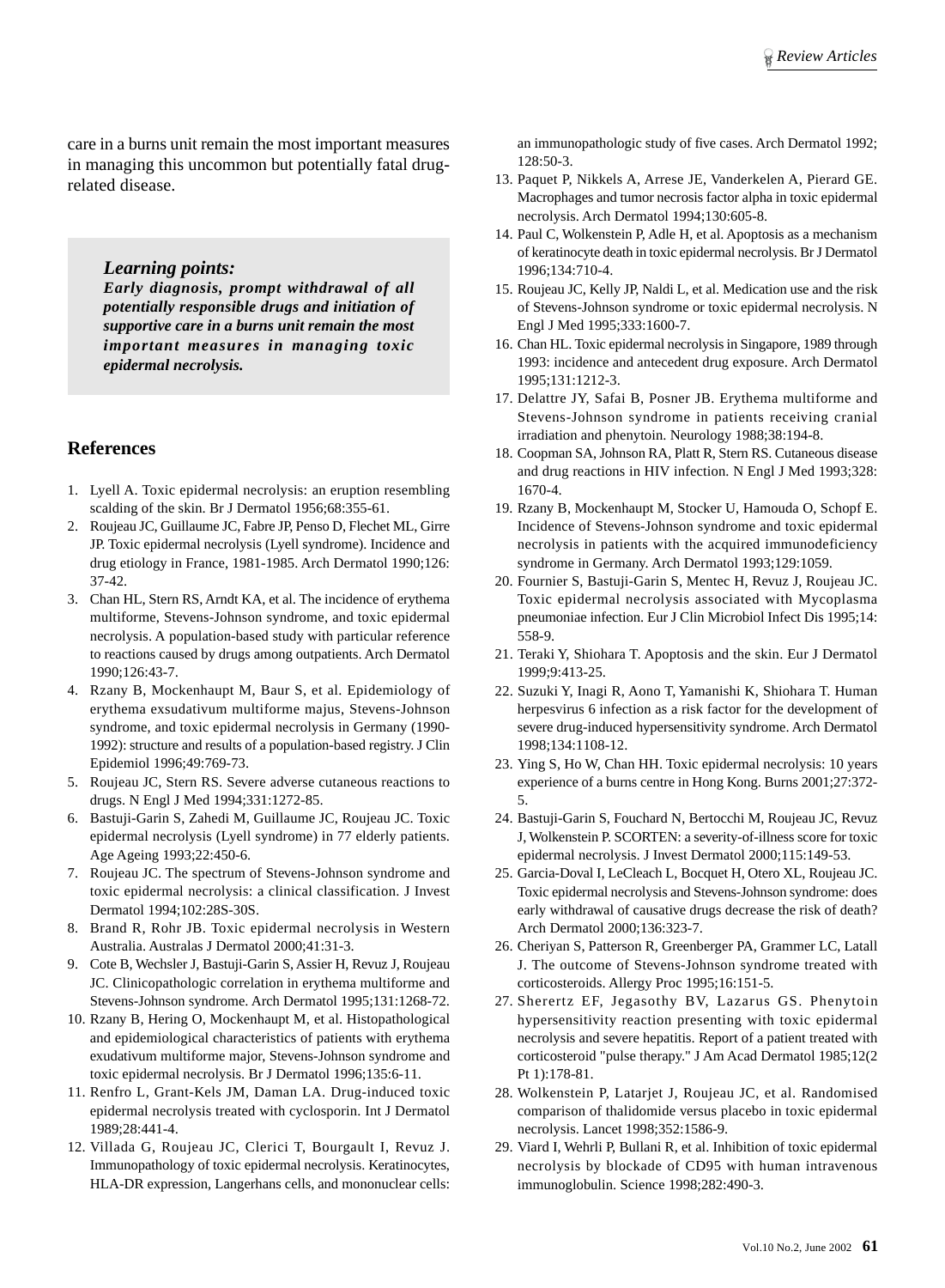care in a burns unit remain the most important measures in managing this uncommon but potentially fatal drug-related disease.

> ***Learning points:***
> ***Early diagnosis, prompt withdrawal of all potentially responsible drugs and initiation of supportive care in a burns unit remain the most important measures in managing toxic epidermal necrolysis.***

## References

1. Lyell A. Toxic epidermal necrolysis: an eruption resembling scalding of the skin. Br J Dermatol 1956;68:355-61.
2. Roujeau JC, Guillaume JC, Fabre JP, Penso D, Flechet ML, Girre JP. Toxic epidermal necrolysis (Lyell syndrome). Incidence and drug etiology in France, 1981-1985. Arch Dermatol 1990;126: 37-42.
3. Chan HL, Stern RS, Arndt KA, et al. The incidence of erythema multiforme, Stevens-Johnson syndrome, and toxic epidermal necrolysis. A population-based study with particular reference to reactions caused by drugs among outpatients. Arch Dermatol 1990;126:43-7.
4. Rzany B, Mockenhaupt M, Baur S, et al. Epidemiology of erythema exsudativum multiforme majus, Stevens-Johnson syndrome, and toxic epidermal necrolysis in Germany (1990-1992): structure and results of a population-based registry. J Clin Epidemiol 1996;49:769-73.
5. Roujeau JC, Stern RS. Severe adverse cutaneous reactions to drugs. N Engl J Med 1994;331:1272-85.
6. Bastuji-Garin S, Zahedi M, Guillaume JC, Roujeau JC. Toxic epidermal necrolysis (Lyell syndrome) in 77 elderly patients. Age Ageing 1993;22:450-6.
7. Roujeau JC. The spectrum of Stevens-Johnson syndrome and toxic epidermal necrolysis: a clinical classification. J Invest Dermatol 1994;102:28S-30S.
8. Brand R, Rohr JB. Toxic epidermal necrolysis in Western Australia. Australas J Dermatol 2000;41:31-3.
9. Cote B, Wechsler J, Bastuji-Garin S, Assier H, Revuz J, Roujeau JC. Clinicopathologic correlation in erythema multiforme and Stevens-Johnson syndrome. Arch Dermatol 1995;131:1268-72.
10. Rzany B, Hering O, Mockenhaupt M, et al. Histopathological and epidemiological characteristics of patients with erythema exudativum multiforme major, Stevens-Johnson syndrome and toxic epidermal necrolysis. Br J Dermatol 1996;135:6-11.
11. Renfro L, Grant-Kels JM, Daman LA. Drug-induced toxic epidermal necrolysis treated with cyclosporin. Int J Dermatol 1989;28:441-4.
12. Villada G, Roujeau JC, Clerici T, Bourgault I, Revuz J. Immunopathology of toxic epidermal necrolysis. Keratinocytes, HLA-DR expression, Langerhans cells, and mononuclear cells: an immunopathologic study of five cases. Arch Dermatol 1992; 128:50-3.
13. Paquet P, Nikkels A, Arrese JE, Vanderkelen A, Pierard GE. Macrophages and tumor necrosis factor alpha in toxic epidermal necrolysis. Arch Dermatol 1994;130:605-8.
14. Paul C, Wolkenstein P, Adle H, et al. Apoptosis as a mechanism of keratinocyte death in toxic epidermal necrolysis. Br J Dermatol 1996;134:710-4.
15. Roujeau JC, Kelly JP, Naldi L, et al. Medication use and the risk of Stevens-Johnson syndrome or toxic epidermal necrolysis. N Engl J Med 1995;333:1600-7.
16. Chan HL. Toxic epidermal necrolysis in Singapore, 1989 through 1993: incidence and antecedent drug exposure. Arch Dermatol 1995;131:1212-3.
17. Delattre JY, Safai B, Posner JB. Erythema multiforme and Stevens-Johnson syndrome in patients receiving cranial irradiation and phenytoin. Neurology 1988;38:194-8.
18. Coopman SA, Johnson RA, Platt R, Stern RS. Cutaneous disease and drug reactions in HIV infection. N Engl J Med 1993;328: 1670-4.
19. Rzany B, Mockenhaupt M, Stocker U, Hamouda O, Schopf E. Incidence of Stevens-Johnson syndrome and toxic epidermal necrolysis in patients with the acquired immunodeficiency syndrome in Germany. Arch Dermatol 1993;129:1059.
20. Fournier S, Bastuji-Garin S, Mentec H, Revuz J, Roujeau JC. Toxic epidermal necrolysis associated with Mycoplasma pneumoniae infection. Eur J Clin Microbiol Infect Dis 1995;14: 558-9.
21. Teraki Y, Shiohara T. Apoptosis and the skin. Eur J Dermatol 1999;9:413-25.
22. Suzuki Y, Inagi R, Aono T, Yamanishi K, Shiohara T. Human herpesvirus 6 infection as a risk factor for the development of severe drug-induced hypersensitivity syndrome. Arch Dermatol 1998;134:1108-12.
23. Ying S, Ho W, Chan HH. Toxic epidermal necrolysis: 10 years experience of a burns centre in Hong Kong. Burns 2001;27:372-5.
24. Bastuji-Garin S, Fouchard N, Bertocchi M, Roujeau JC, Revuz J, Wolkenstein P. SCORTEN: a severity-of-illness score for toxic epidermal necrolysis. J Invest Dermatol 2000;115:149-53.
25. Garcia-Doval I, LeCleach L, Bocquet H, Otero XL, Roujeau JC. Toxic epidermal necrolysis and Stevens-Johnson syndrome: does early withdrawal of causative drugs decrease the risk of death? Arch Dermatol 2000;136:323-7.
26. Cheriyan S, Patterson R, Greenberger PA, Grammer LC, Latall J. The outcome of Stevens-Johnson syndrome treated with corticosteroids. Allergy Proc 1995;16:151-5.
27. Sherertz EF, Jegasothy BV, Lazarus GS. Phenytoin hypersensitivity reaction presenting with toxic epidermal necrolysis and severe hepatitis. Report of a patient treated with corticosteroid "pulse therapy." J Am Acad Dermatol 1985;12(2 Pt 1):178-81.
28. Wolkenstein P, Latarjet J, Roujeau JC, et al. Randomised comparison of thalidomide versus placebo in toxic epidermal necrolysis. Lancet 1998;352:1586-9.
29. Viard I, Wehrli P, Bullani R, et al. Inhibition of toxic epidermal necrolysis by blockade of CD95 with human intravenous immunoglobulin. Science 1998;282:490-3.